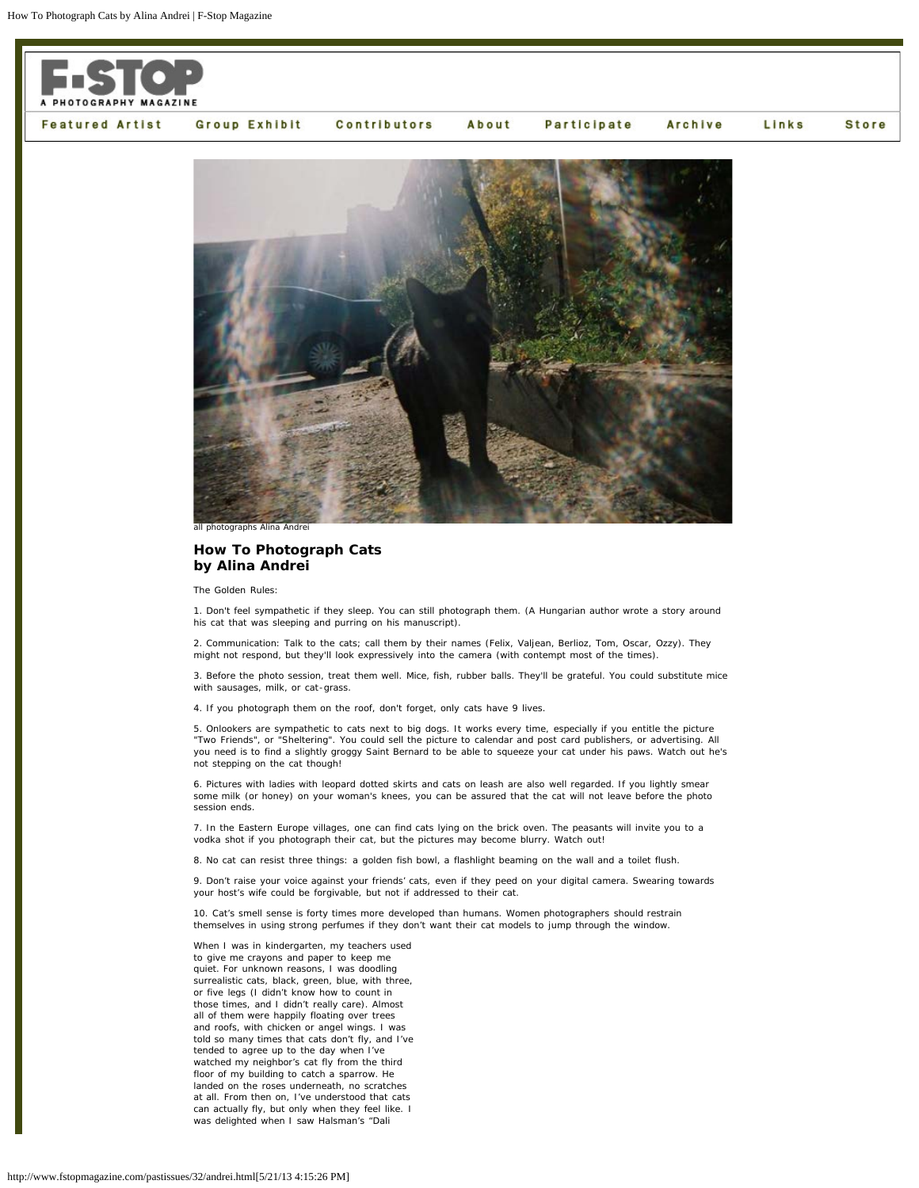all photographs Alina Andrei

# How To Photograph Cats
## by Alina Andrei

The Golden Rules:

1. Don't feel sympathetic if they sleep. You can still photograph them. (A Hungarian author wrote a story around his cat that was sleeping and purring on his manuscript).

2. Communication: Talk to the cats; call them by their names (Felix, Valjean, Berlioz, Tom, Oscar, Ozzy). They might not respond, but they'll look expressively into the camera (with contempt most of the times).

3. Before the photo session, treat them well. Mice, fish, rubber balls. They'll be grateful. You could substitute mice with sausages, milk, or cat-grass.

4. If you photograph them on the roof, don't forget, only cats have 9 lives.

5. Onlookers are sympathetic to cats next to big dogs. It works every time, especially if you entitle the picture "Two Friends", or "Sheltering". You could sell the picture to calendar and post card publishers, or advertising. All you need is to find a slightly groggy Saint Bernard to be able to squeeze your cat under his paws. Watch out he's not stepping on the cat though!

6. Pictures with ladies with leopard dotted skirts and cats on leash are also well regarded. If you lightly smear some milk (or honey) on your woman's knees, you can be assured that the cat will not leave before the photo session ends.

7. In the Eastern Europe villages, one can find cats lying on the brick oven. The peasants will invite you to a vodka shot if you photograph their cat, but the pictures may become blurry. Watch out!

8. No cat can resist three things: a golden fish bowl, a flashlight beaming on the wall and a toilet flush.

9. Don't raise your voice against your friends' cats, even if they peed on your digital camera. Swearing towards your host's wife could be forgivable, but not if addressed to their cat.

10. Cat's smell sense is forty times more developed than humans. Women photographers should restrain themselves in using strong perfumes if they don't want their cat models to jump through the window.

When I was in kindergarten, my teachers used to give me crayons and paper to keep me quiet. For unknown reasons, I was doodling surrealistic cats, black, green, blue, with three, or five legs (I didn't know how to count in those times, and I didn't really care). Almost all of them were happily floating over trees and roofs, with chicken or angel wings. I was told so many times that cats don't fly, and I've tended to agree up to the day when I've watched my neighbor's cat fly from the third floor of my building to catch a sparrow. He landed on the roses underneath, no scratches at all. From then on, I've understood that cats can actually fly, but only when they feel like. I was delighted when I saw Halsman's "Dali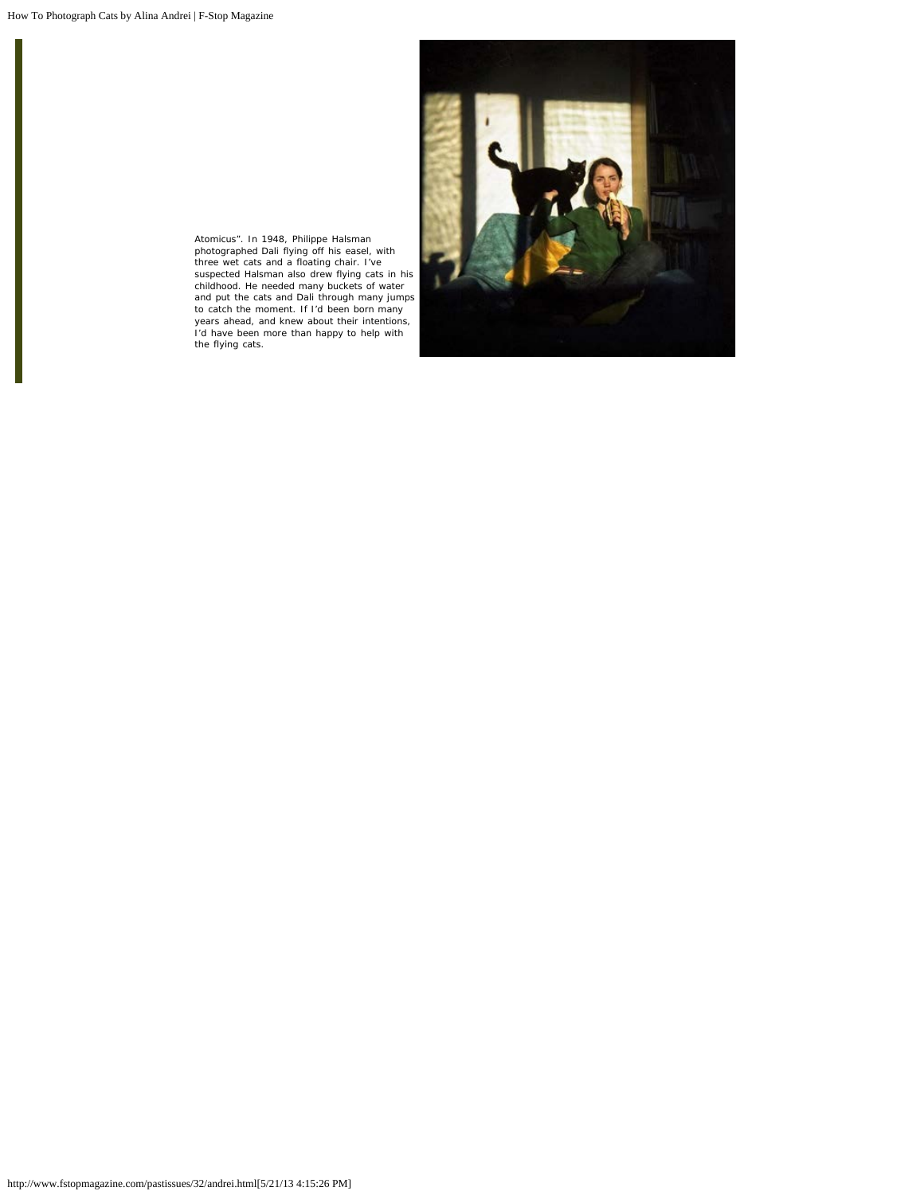Atomicus". In 1948, Philippe Halsman photographed Dali flying off his easel, with three wet cats and a floating chair. I've suspected Halsman also drew flying cats in his childhood. He needed many buckets of water and put the cats and Dali through many jumps to catch the moment. If I'd been born many years ahead, and knew about their intentions, I'd have been more than happy to help with the flying cats.